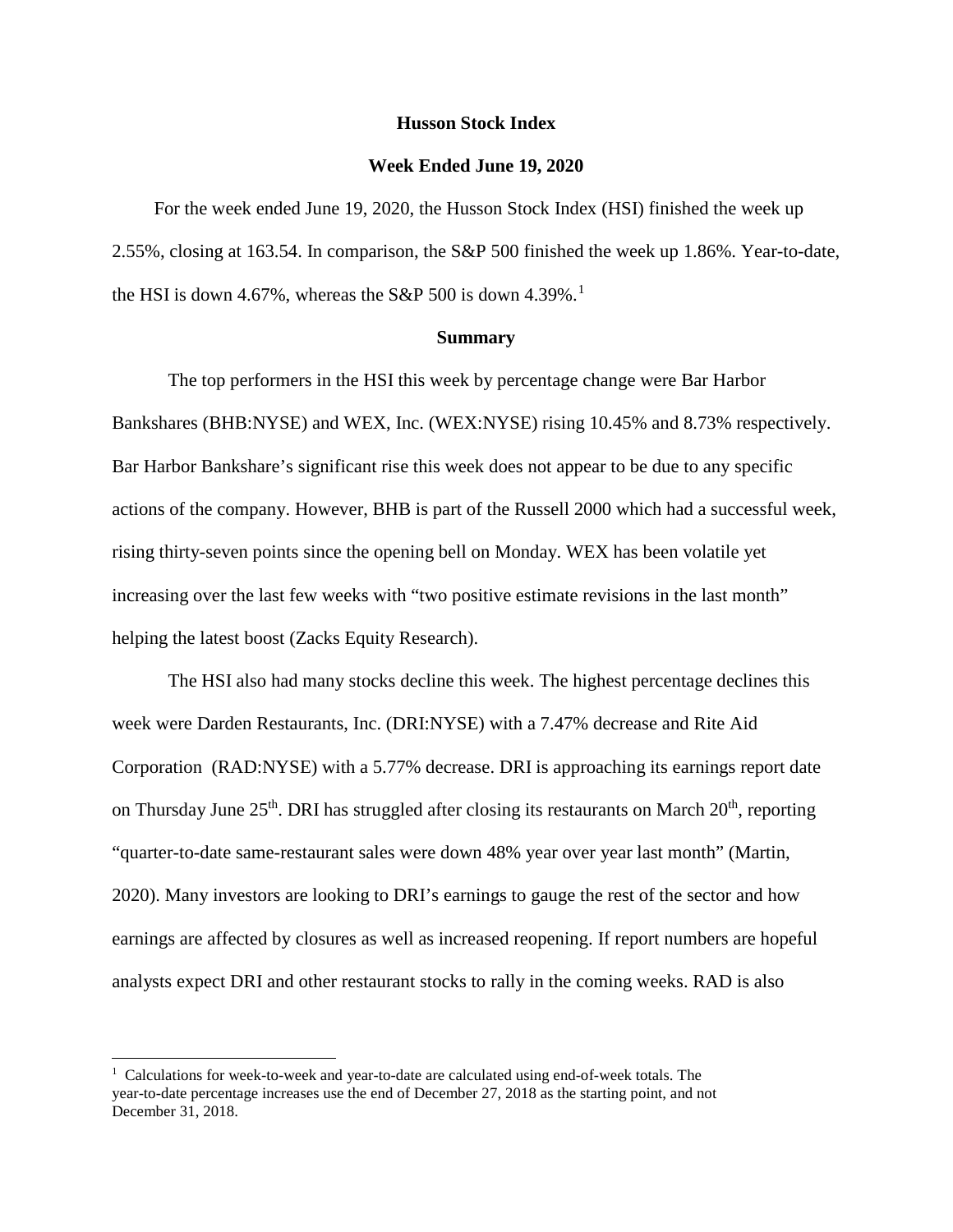# Husson Stock Index

## Week Ended June 19, 2020

For the week ended June 19, 2020, the Husson Stock Index (HSI) finished the week up 2.55%, closing at 163.54. In comparison, the S&P 500 finished the week up 1.86%. Year-to-date, the HSI is down 4.67%, whereas the S&P 500 is down 4.39%.[1]

## Summary

The top performers in the HSI this week by percentage change were Bar Harbor Bankshares (BHB:NYSE) and WEX, Inc. (WEX:NYSE) rising 10.45% and 8.73% respectively. Bar Harbor Bankshare's significant rise this week does not appear to be due to any specific actions of the company. However, BHB is part of the Russell 2000 which had a successful week, rising thirty-seven points since the opening bell on Monday. WEX has been volatile yet increasing over the last few weeks with "two positive estimate revisions in the last month" helping the latest boost (Zacks Equity Research).

The HSI also had many stocks decline this week. The highest percentage declines this week were Darden Restaurants, Inc. (DRI:NYSE) with a 7.47% decrease and Rite Aid Corporation (RAD:NYSE) with a 5.77% decrease. DRI is approaching its earnings report date on Thursday June 25th. DRI has struggled after closing its restaurants on March 20th, reporting "quarter-to-date same-restaurant sales were down 48% year over year last month" (Martin, 2020). Many investors are looking to DRI's earnings to gauge the rest of the sector and how earnings are affected by closures as well as increased reopening. If report numbers are hopeful analysts expect DRI and other restaurant stocks to rally in the coming weeks. RAD is also

[1] Calculations for week-to-week and year-to-date are calculated using end-of-week totals. The year-to-date percentage increases use the end of December 27, 2018 as the starting point, and not December 31, 2018.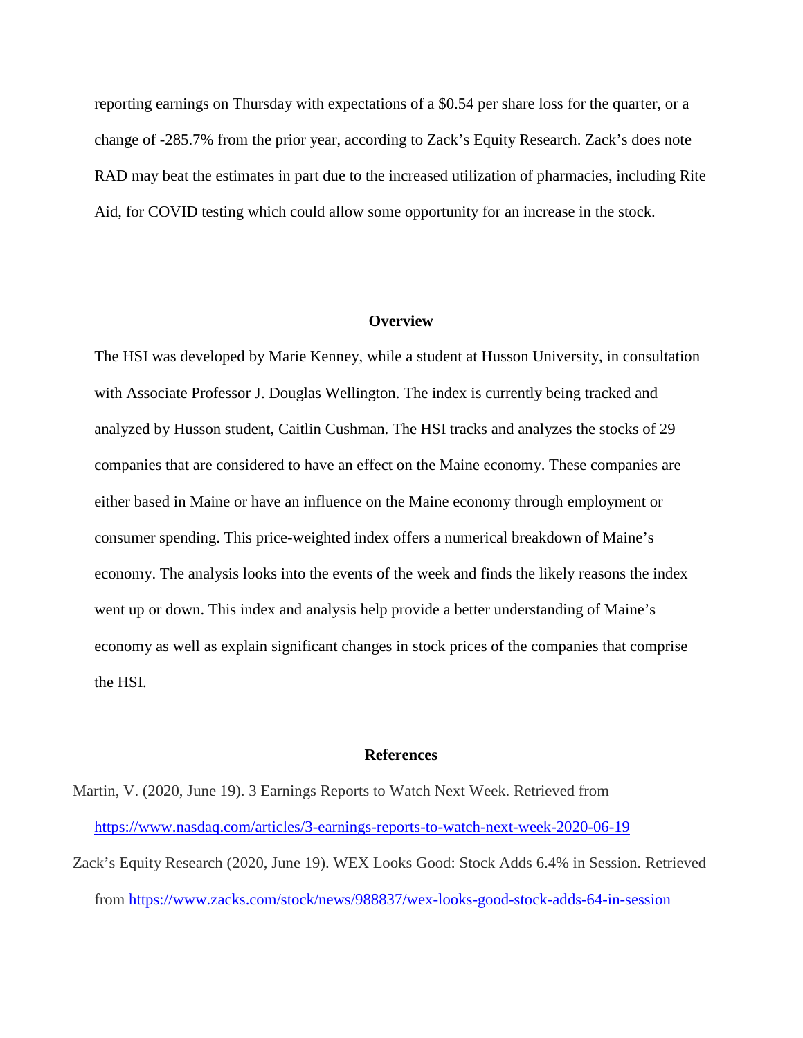reporting earnings on Thursday with expectations of a $0.54 per share loss for the quarter, or a change of -285.7% from the prior year, according to Zack's Equity Research. Zack's does note RAD may beat the estimates in part due to the increased utilization of pharmacies, including Rite Aid, for COVID testing which could allow some opportunity for an increase in the stock.

## Overview

The HSI was developed by Marie Kenney, while a student at Husson University, in consultation with Associate Professor J. Douglas Wellington. The index is currently being tracked and analyzed by Husson student, Caitlin Cushman. The HSI tracks and analyzes the stocks of 29 companies that are considered to have an effect on the Maine economy. These companies are either based in Maine or have an influence on the Maine economy through employment or consumer spending. This price-weighted index offers a numerical breakdown of Maine's economy. The analysis looks into the events of the week and finds the likely reasons the index went up or down. This index and analysis help provide a better understanding of Maine's economy as well as explain significant changes in stock prices of the companies that comprise the HSI.

## References

Martin, V. (2020, June 19). 3 Earnings Reports to Watch Next Week. Retrieved from https://www.nasdaq.com/articles/3-earnings-reports-to-watch-next-week-2020-06-19

Zack's Equity Research (2020, June 19). WEX Looks Good: Stock Adds 6.4% in Session. Retrieved from https://www.zacks.com/stock/news/988837/wex-looks-good-stock-adds-64-in-session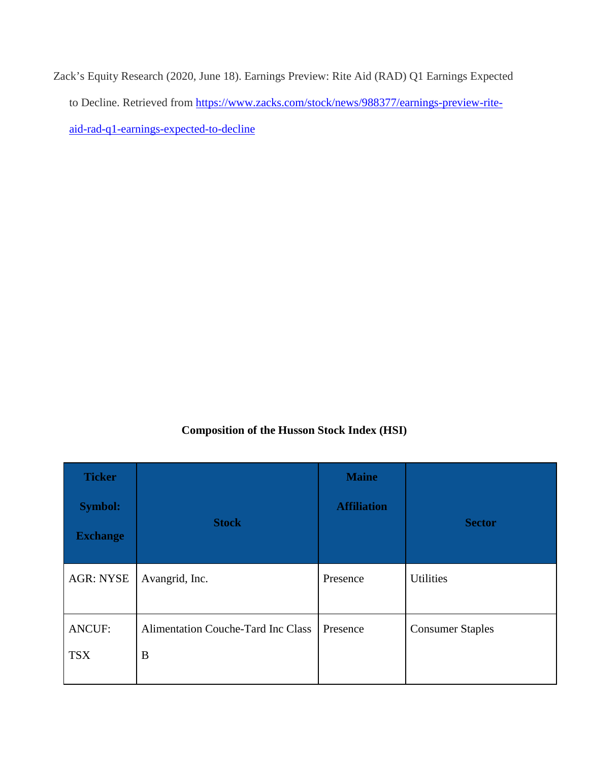Zack's Equity Research (2020, June 18). Earnings Preview: Rite Aid (RAD) Q1 Earnings Expected to Decline. Retrieved from [https://www.zacks.com/stock/news/988377/earnings-preview-rite-aid-rad-q1-earnings-expected-to-decline](https://www.zacks.com/stock/news/988377/earnings-preview-rite-aid-rad-q1-earnings-expected-to-decline)

**Composition of the Husson Stock Index (HSI)**

| Ticker Symbol: Exchange | Stock | Maine Affiliation | Sector |
|---|---|---|---|
| AGR: NYSE | Avangrid, Inc. | Presence | Utilities |
| ANCUF: TSX | Alimentation Couche-Tard Inc Class B | Presence | Consumer Staples |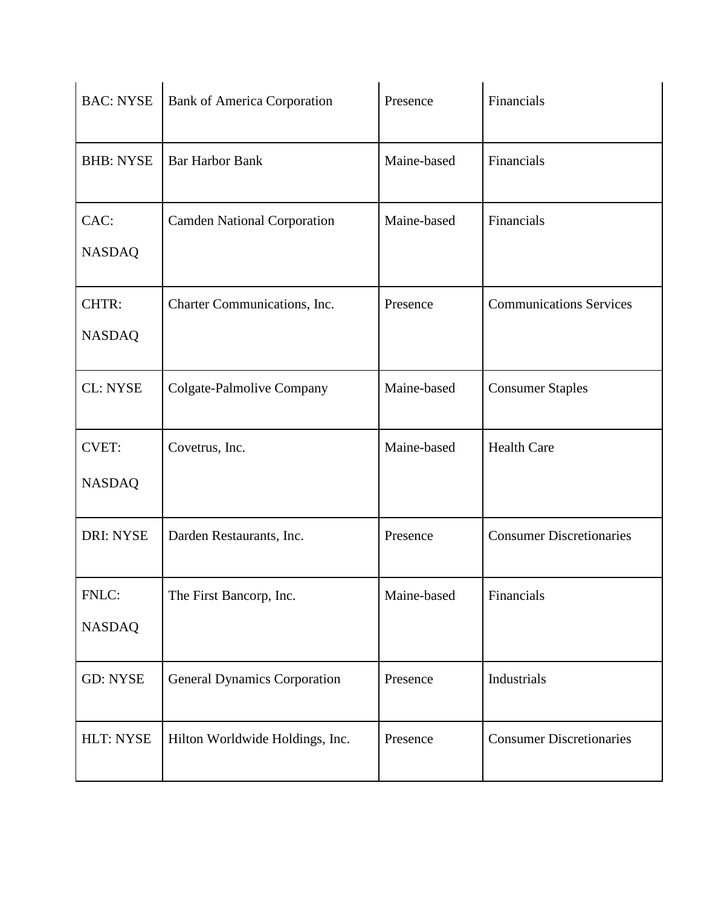| BAC: NYSE | Bank of America Corporation | Presence | Financials |
|---|---|---|---|
| BHB: NYSE | Bar Harbor Bank | Maine-based | Financials |
| CAC: NASDAQ | Camden National Corporation | Maine-based | Financials |
| CHTR: NASDAQ | Charter Communications, Inc. | Presence | Communications Services |
| CL: NYSE | Colgate-Palmolive Company | Maine-based | Consumer Staples |
| CVET: NASDAQ | Covetrus, Inc. | Maine-based | Health Care |
| DRI: NYSE | Darden Restaurants, Inc. | Presence | Consumer Discretionaries |
| FNLC: NASDAQ | The First Bancorp, Inc. | Maine-based | Financials |
| GD: NYSE | General Dynamics Corporation | Presence | Industrials |
| HLT: NYSE | Hilton Worldwide Holdings, Inc. | Presence | Consumer Discretionaries |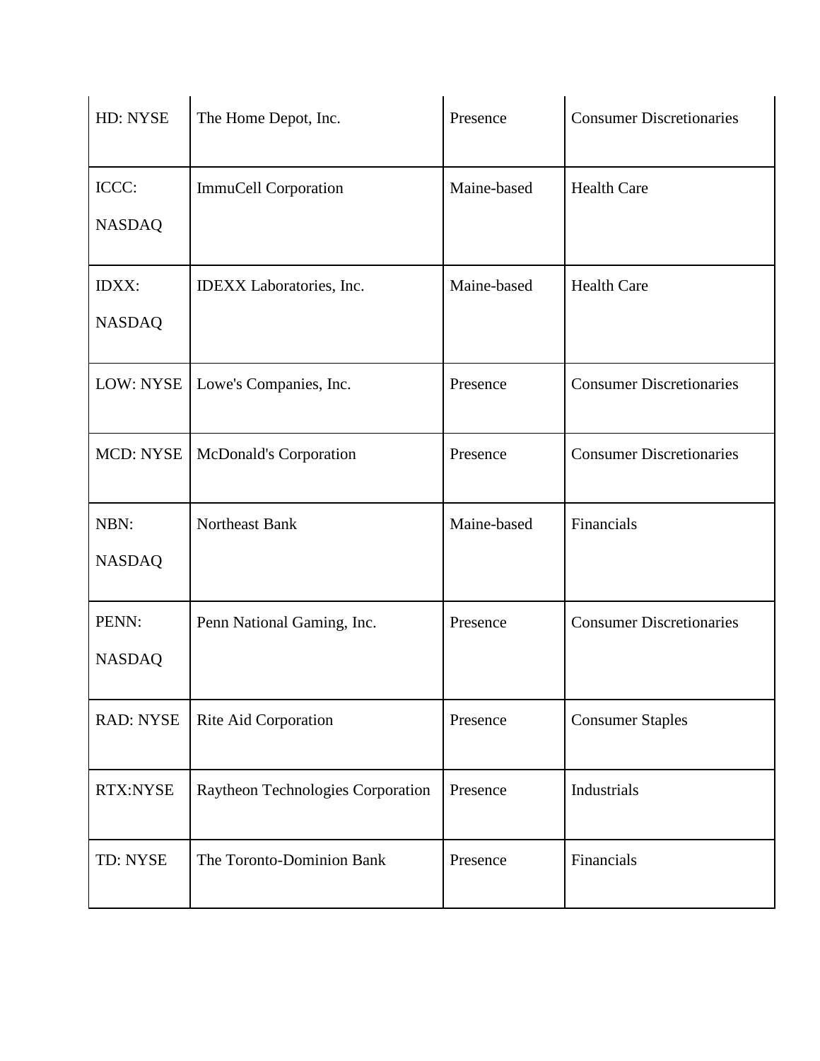| | | | |
|---|---|---|---|
| HD: NYSE | The Home Depot, Inc. | Presence | Consumer Discretionaries |
| ICCC: NASDAQ | ImmuCell Corporation | Maine-based | Health Care |
| IDXX: NASDAQ | IDEXX Laboratories, Inc. | Maine-based | Health Care |
| LOW: NYSE | Lowe's Companies, Inc. | Presence | Consumer Discretionaries |
| MCD: NYSE | McDonald's Corporation | Presence | Consumer Discretionaries |
| NBN: NASDAQ | Northeast Bank | Maine-based | Financials |
| PENN: NASDAQ | Penn National Gaming, Inc. | Presence | Consumer Discretionaries |
| RAD: NYSE | Rite Aid Corporation | Presence | Consumer Staples |
| RTX:NYSE | Raytheon Technologies Corporation | Presence | Industrials |
| TD: NYSE | The Toronto-Dominion Bank | Presence | Financials |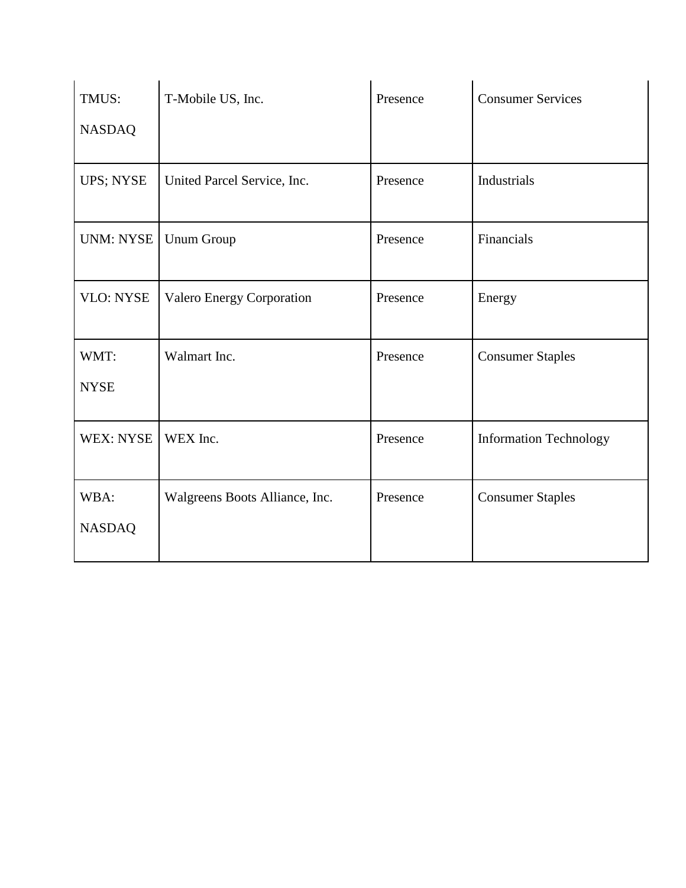| | | | |
|---|---|---|---|
| TMUS: NASDAQ | T-Mobile US, Inc. | Presence | Consumer Services |
| UPS; NYSE | United Parcel Service, Inc. | Presence | Industrials |
| UNM: NYSE | Unum Group | Presence | Financials |
| VLO: NYSE | Valero Energy Corporation | Presence | Energy |
| WMT: NYSE | Walmart Inc. | Presence | Consumer Staples |
| WEX: NYSE | WEX Inc. | Presence | Information Technology |
| WBA: NASDAQ | Walgreens Boots Alliance, Inc. | Presence | Consumer Staples |